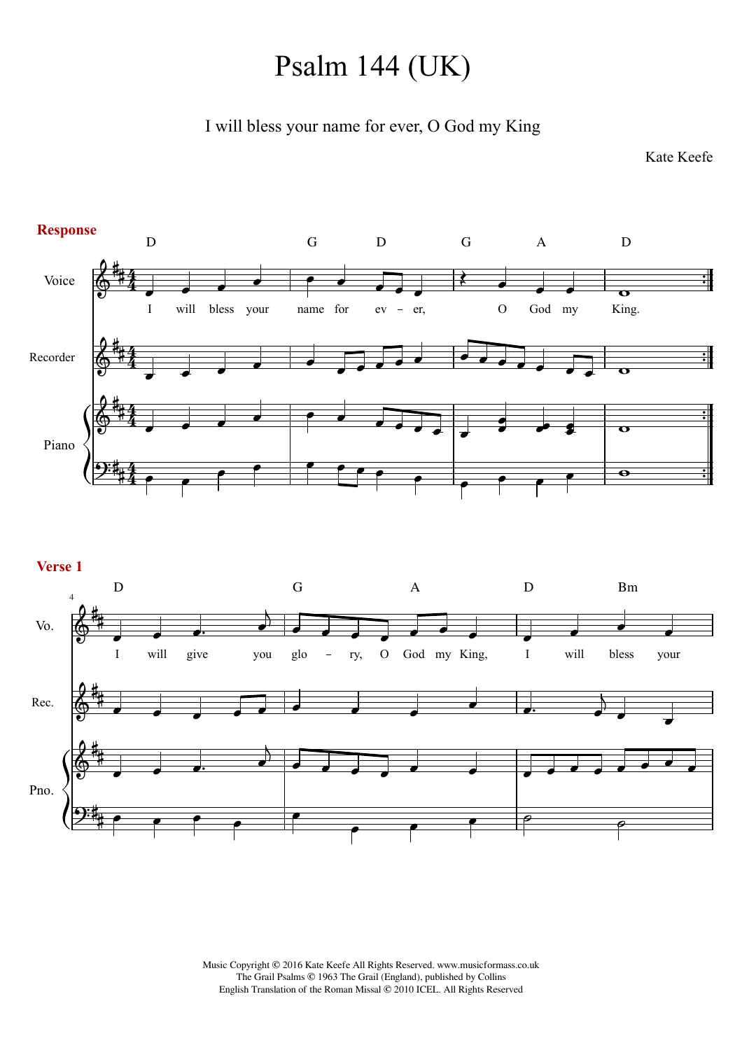# Psalm 144 (UK)

I will bless your name for ever, O God my King

Kate Keefe

**Response**

D G D G A D

I will bless your name for ev – er, O God my King.

**Verse 1**

D G A D Bm

I will give you glo – ry, O God my King, I will bless your

Music Copyright © 2016 Kate Keefe All Rights Reserved. www.musicformass.co.uk
The Grail Psalms © 1963 The Grail (England), published by Collins
English Translation of the Roman Missal © 2010 ICEL. All Rights Reserved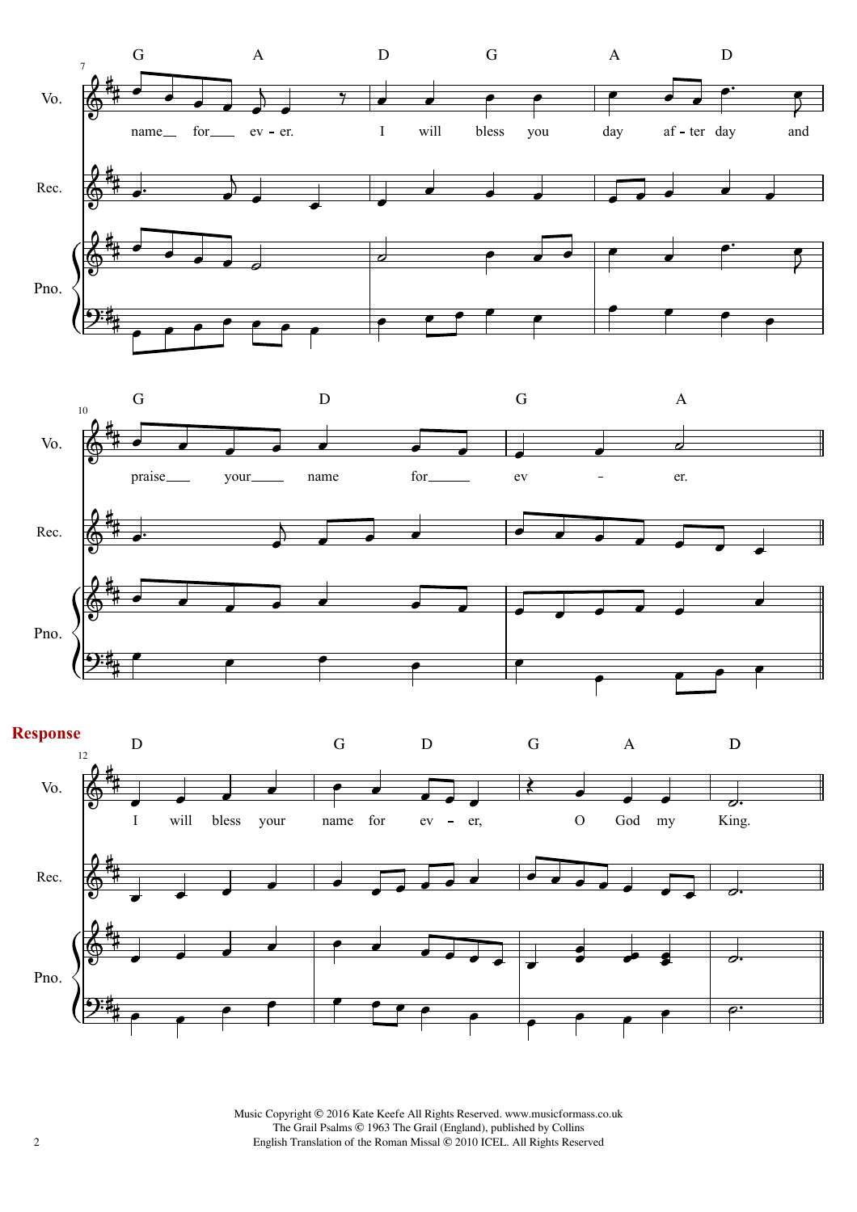**Response**

Music Copyright © 2016 Kate Keefe All Rights Reserved. www.musicformass.co.uk
The Grail Psalms © 1963 The Grail (England), published by Collins
English Translation of the Roman Missal © 2010 ICEL. All Rights Reserved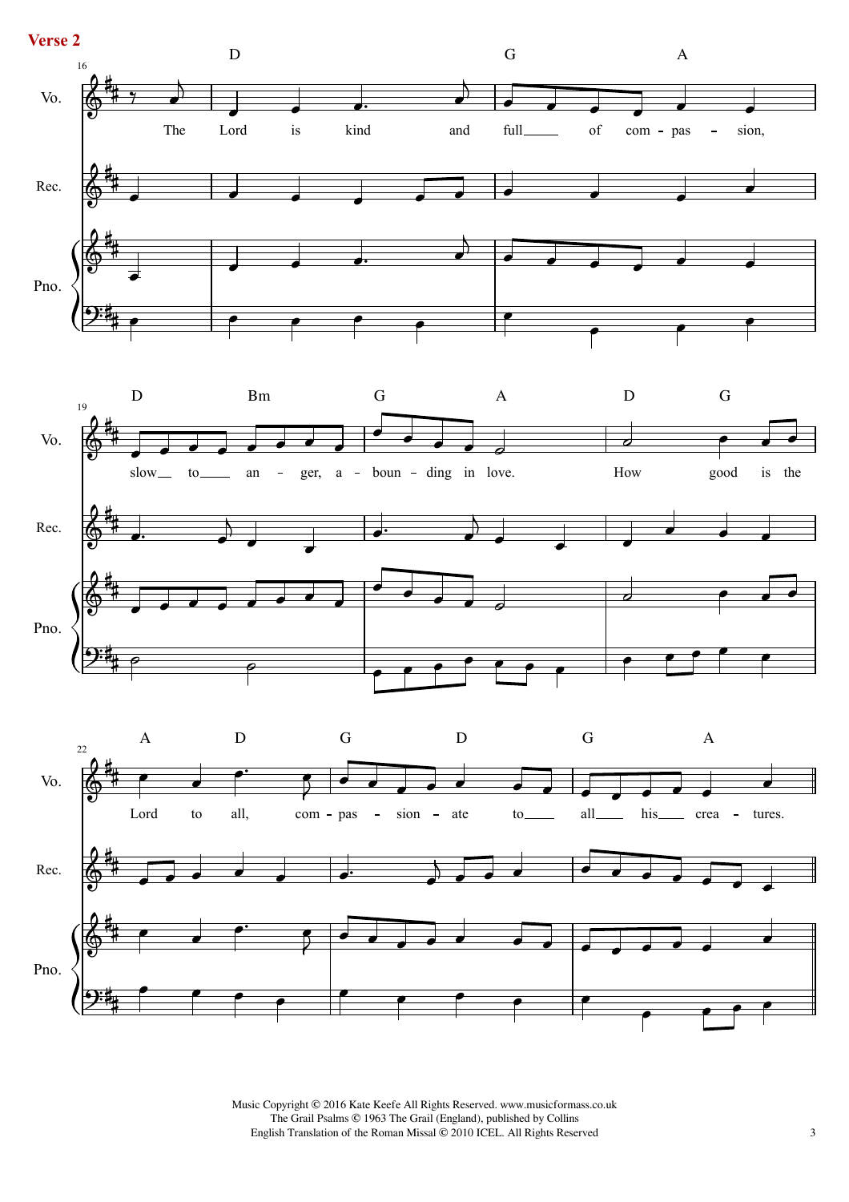**Verse 2**

The Lord is kind and full of compassion, slow to anger, abounding in love. How good is the Lord to all, compassionate to all his creatures.

Music Copyright © 2016 Kate Keefe All Rights Reserved. www.musicformass.co.uk
The Grail Psalms © 1963 The Grail (England), published by Collins
English Translation of the Roman Missal © 2010 ICEL. All Rights Reserved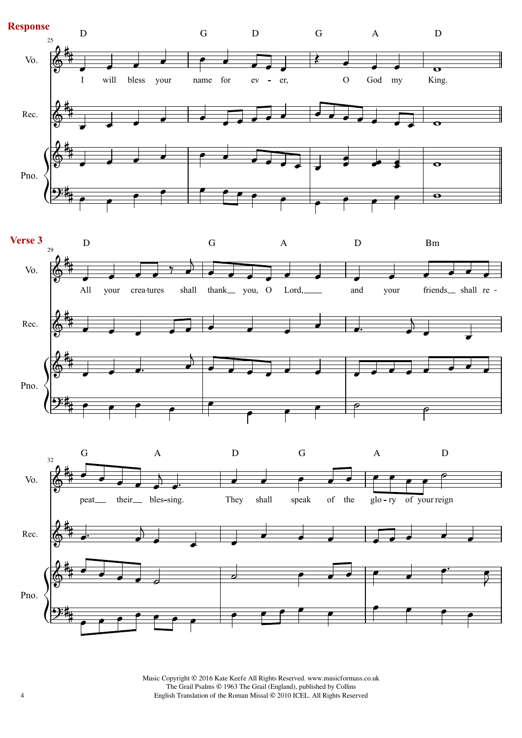**Response**

D G D G A D

I will bless your name for ev - er, O God my King.

**Verse 3**

D G A D Bm

All your crea·tures shall thank__ you, O Lord,____ and your friends__ shall re -

G A D G A D

peat__ their__ bles-sing. They shall speak of the glo - ry of your reign

Music Copyright © 2016 Kate Keefe All Rights Reserved. www.musicformass.co.uk
The Grail Psalms © 1963 The Grail (England), published by Collins
English Translation of the Roman Missal © 2010 ICEL. All Rights Reserved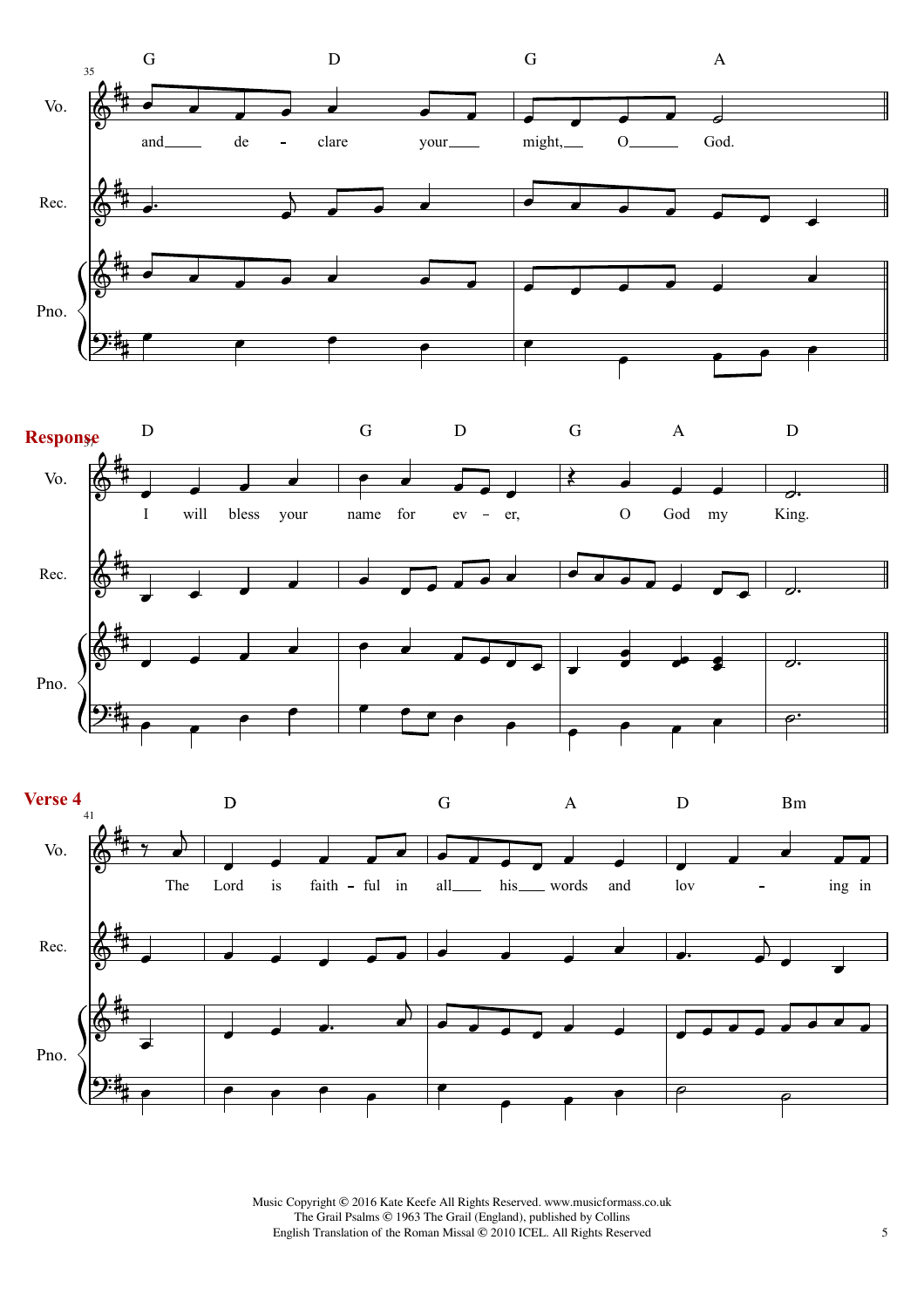**Response**

**Verse 4**

Music Copyright © 2016 Kate Keefe All Rights Reserved. www.musicformass.co.uk
The Grail Psalms © 1963 The Grail (England), published by Collins
English Translation of the Roman Missal © 2010 ICEL. All Rights Reserved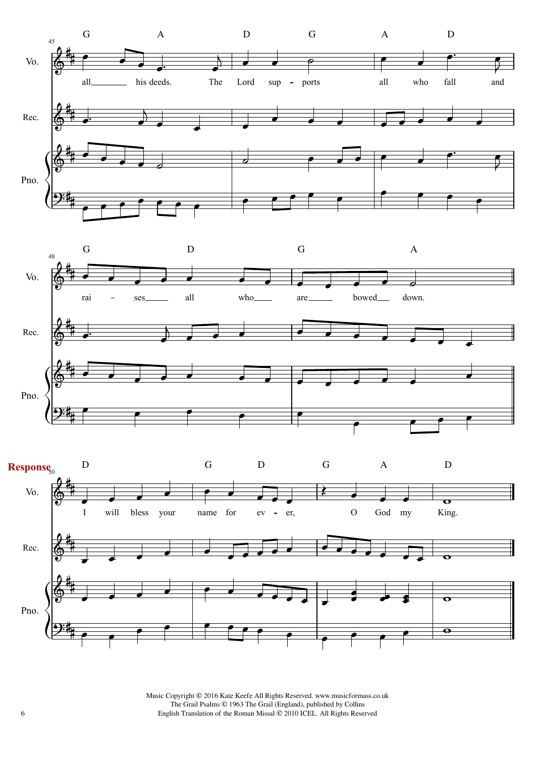**Response**

Music Copyright © 2016 Kate Keefe All Rights Reserved. www.musicformass.co.uk
The Grail Psalms © 1963 The Grail (England), published by Collins
English Translation of the Roman Missal © 2010 ICEL. All Rights Reserved